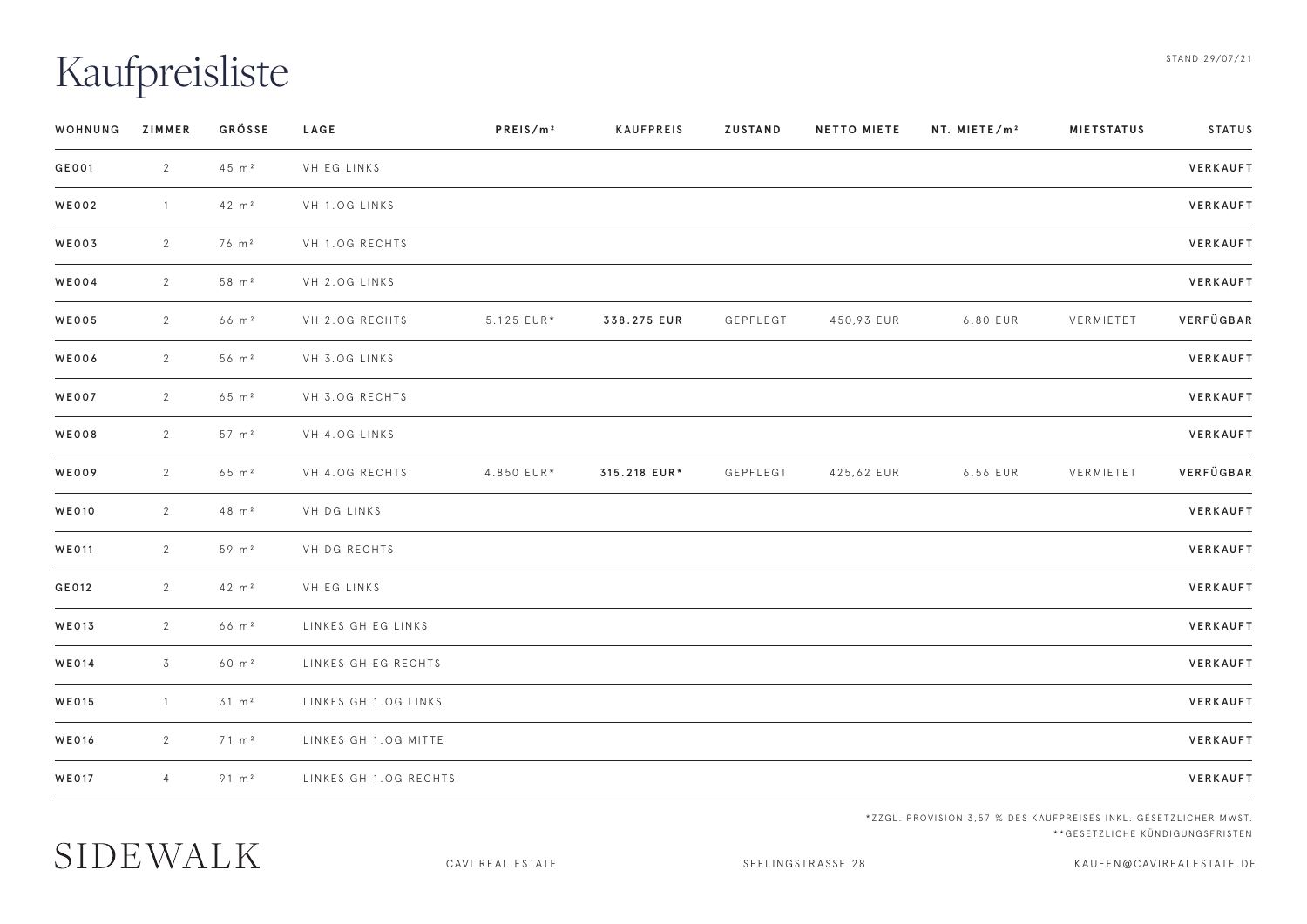# Kaufpreisliste

STAND 29/07/21

| WOHNUNG | ZIMMER | GRÖSSE | LAGE | PREIS/m² | KAUFPREIS | ZUSTAND | NETTO MIETE | NT. MIETE/m² | MIETSTATUS | STATUS |
|---|---|---|---|---|---|---|---|---|---|---|
| **GE001** | 2 | 45 m² | VH EG LINKS | | | | | | | **VERKAUFT** |
| **WE002** | 1 | 42 m² | VH 1.OG LINKS | | | | | | | **VERKAUFT** |
| **WE003** | 2 | 76 m² | VH 1.OG RECHTS | | | | | | | **VERKAUFT** |
| **WE004** | 2 | 58 m² | VH 2.OG LINKS | | | | | | | **VERKAUFT** |
| **WE005** | 2 | 66 m² | VH 2.OG RECHTS | 5.125 EUR* | **338.275 EUR** | GEPFLEGT | 450,93 EUR | 6,80 EUR | VERMIETET | **VERFÜGBAR** |
| **WE006** | 2 | 56 m² | VH 3.OG LINKS | | | | | | | **VERKAUFT** |
| **WE007** | 2 | 65 m² | VH 3.OG RECHTS | | | | | | | **VERKAUFT** |
| **WE008** | 2 | 57 m² | VH 4.OG LINKS | | | | | | | **VERKAUFT** |
| **WE009** | 2 | 65 m² | VH 4.OG RECHTS | 4.850 EUR* | **315.218 EUR*** | GEPFLEGT | 425,62 EUR | 6,56 EUR | VERMIETET | **VERFÜGBAR** |
| **WE010** | 2 | 48 m² | VH DG LINKS | | | | | | | **VERKAUFT** |
| **WE011** | 2 | 59 m² | VH DG RECHTS | | | | | | | **VERKAUFT** |
| **GE012** | 2 | 42 m² | VH EG LINKS | | | | | | | **VERKAUFT** |
| **WE013** | 2 | 66 m² | LINKES GH EG LINKS | | | | | | | **VERKAUFT** |
| **WE014** | 3 | 60 m² | LINKES GH EG RECHTS | | | | | | | **VERKAUFT** |
| **WE015** | 1 | 31 m² | LINKES GH 1.OG LINKS | | | | | | | **VERKAUFT** |
| **WE016** | 2 | 71 m² | LINKES GH 1.OG MITTE | | | | | | | **VERKAUFT** |
| **WE017** | 4 | 91 m² | LINKES GH 1.OG RECHTS | | | | | | | **VERKAUFT** |

*ZZGL. PROVISION 3,57 % DES KAUFPREISES INKL. GESETZLICHER MWST.
**GESETZLICHE KÜNDIGUNGSFRISTEN

SIDEWALK

CAVI REAL ESTATE SEELINGSTRASSE 28 KAUFEN@CAVIREALESTATE.DE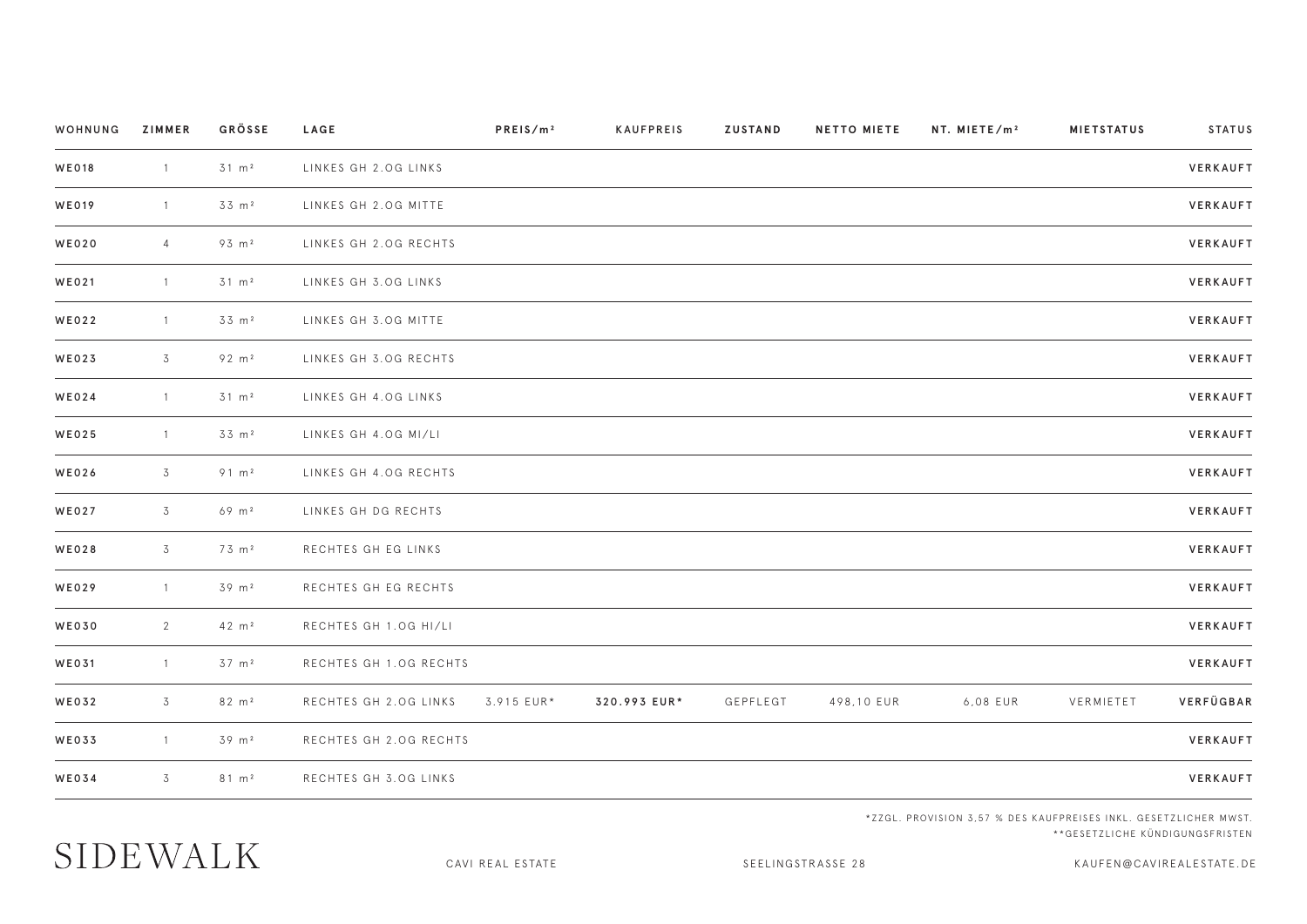| WOHNUNG | ZIMMER | GRÖSSE | LAGE | PREIS/m² | KAUFPREIS | ZUSTAND | NETTO MIETE | NT. MIETE/m² | MIETSTATUS | STATUS |
|---|---|---|---|---|---|---|---|---|---|---|
| **WE018** | 1 | 31 m² | LINKES GH 2.OG LINKS | | | | | | | **VERKAUFT** |
| **WE019** | 1 | 33 m² | LINKES GH 2.OG MITTE | | | | | | | **VERKAUFT** |
| **WE020** | 4 | 93 m² | LINKES GH 2.OG RECHTS | | | | | | | **VERKAUFT** |
| **WE021** | 1 | 31 m² | LINKES GH 3.OG LINKS | | | | | | | **VERKAUFT** |
| **WE022** | 1 | 33 m² | LINKES GH 3.OG MITTE | | | | | | | **VERKAUFT** |
| **WE023** | 3 | 92 m² | LINKES GH 3.OG RECHTS | | | | | | | **VERKAUFT** |
| **WE024** | 1 | 31 m² | LINKES GH 4.OG LINKS | | | | | | | **VERKAUFT** |
| **WE025** | 1 | 33 m² | LINKES GH 4.OG MI/LI | | | | | | | **VERKAUFT** |
| **WE026** | 3 | 91 m² | LINKES GH 4.OG RECHTS | | | | | | | **VERKAUFT** |
| **WE027** | 3 | 69 m² | LINKES GH DG RECHTS | | | | | | | **VERKAUFT** |
| **WE028** | 3 | 73 m² | RECHTES GH EG LINKS | | | | | | | **VERKAUFT** |
| **WE029** | 1 | 39 m² | RECHTES GH EG RECHTS | | | | | | | **VERKAUFT** |
| **WE030** | 2 | 42 m² | RECHTES GH 1.OG HI/LI | | | | | | | **VERKAUFT** |
| **WE031** | 1 | 37 m² | RECHTES GH 1.OG RECHTS | | | | | | | **VERKAUFT** |
| **WE032** | 3 | 82 m² | RECHTES GH 2.OG LINKS | 3.915 EUR* | **320.993 EUR*** | GEPFLEGT | 498,10 EUR | 6,08 EUR | VERMIETET | **VERFÜGBAR** |
| **WE033** | 1 | 39 m² | RECHTES GH 2.OG RECHTS | | | | | | | **VERKAUFT** |
| **WE034** | 3 | 81 m² | RECHTES GH 3.OG LINKS | | | | | | | **VERKAUFT** |

*ZZGL. PROVISION 3,57 % DES KAUFPREISES INKL. GESETZLICHER MWST.

**GESETZLICHE KÜNDIGUNGSFRISTEN

SIDEWALK

CAVI REAL ESTATE

SEELINGSTRASSE 28

KAUFEN@CAVIREALESTATE.DE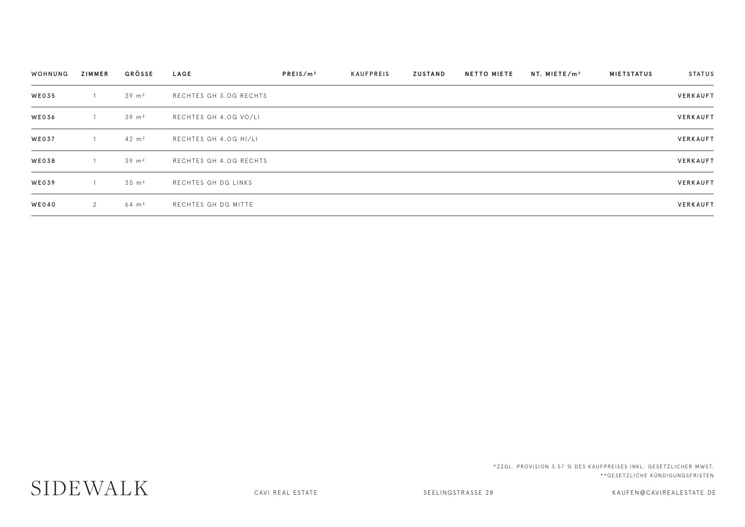| WOHNUNG | ZIMMER | GRÖSSE | LAGE | PREIS/m² | KAUFPREIS | ZUSTAND | NETTO MIETE | NT. MIETE/m² | MIETSTATUS | STATUS |
|---|---|---|---|---|---|---|---|---|---|---|
| **WE035** | 1 | 39 m² | RECHTES GH 3.OG RECHTS | | | | | | | **VERKAUFT** |
| **WE036** | 1 | 39 m² | RECHTES GH 4.OG VO/LI | | | | | | | **VERKAUFT** |
| **WE037** | 1 | 42 m² | RECHTES GH 4.OG HI/LI | | | | | | | **VERKAUFT** |
| **WE038** | 1 | 39 m² | RECHTES GH 4.OG RECHTS | | | | | | | **VERKAUFT** |
| **WE039** | 1 | 35 m² | RECHTES GH DG LINKS | | | | | | | **VERKAUFT** |
| **WE040** | 2 | 64 m² | RECHTES GH DG MITTE | | | | | | | **VERKAUFT** |

*ZZGL. PROVISION 3,57 % DES KAUFPREISES INKL. GESETZLICHER MWST.

**GESETZLICHE KÜNDIGUNGSFRISTEN

SIDEWALK

CAVI REAL ESTATE

SEELINGSTRASSE 28

KAUFEN@CAVIREALESTATE.DE